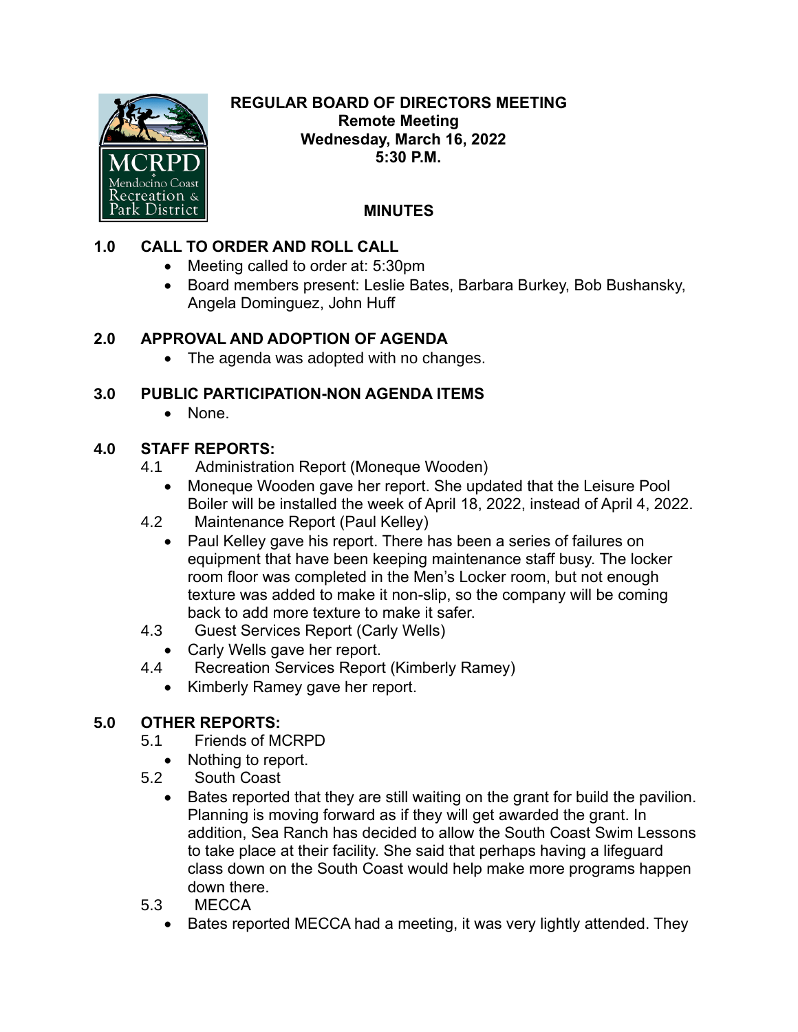# REGULAR BOARD OF DIRECTORS MEETING
**Remote Meeting**
**Wednesday, March 16, 2022**
**5:30 P.M.**

## MINUTES

### 1.0 CALL TO ORDER AND ROLL CALL

- Meeting called to order at: 5:30pm
- Board members present: Leslie Bates, Barbara Burkey, Bob Bushansky, Angela Dominguez, John Huff

### 2.0 APPROVAL AND ADOPTION OF AGENDA

- The agenda was adopted with no changes.

### 3.0 PUBLIC PARTICIPATION-NON AGENDA ITEMS

- None.

### 4.0 STAFF REPORTS:

4.1 Administration Report (Moneque Wooden)

- Moneque Wooden gave her report. She updated that the Leisure Pool Boiler will be installed the week of April 18, 2022, instead of April 4, 2022.

4.2 Maintenance Report (Paul Kelley)

- Paul Kelley gave his report. There has been a series of failures on equipment that have been keeping maintenance staff busy. The locker room floor was completed in the Men's Locker room, but not enough texture was added to make it non-slip, so the company will be coming back to add more texture to make it safer.

4.3 Guest Services Report (Carly Wells)

- Carly Wells gave her report.

4.4 Recreation Services Report (Kimberly Ramey)

- Kimberly Ramey gave her report.

### 5.0 OTHER REPORTS:

5.1 Friends of MCRPD

- Nothing to report.

5.2 South Coast

- Bates reported that they are still waiting on the grant for build the pavilion. Planning is moving forward as if they will get awarded the grant. In addition, Sea Ranch has decided to allow the South Coast Swim Lessons to take place at their facility. She said that perhaps having a lifeguard class down on the South Coast would help make more programs happen down there.

5.3 MECCA

- Bates reported MECCA had a meeting, it was very lightly attended. They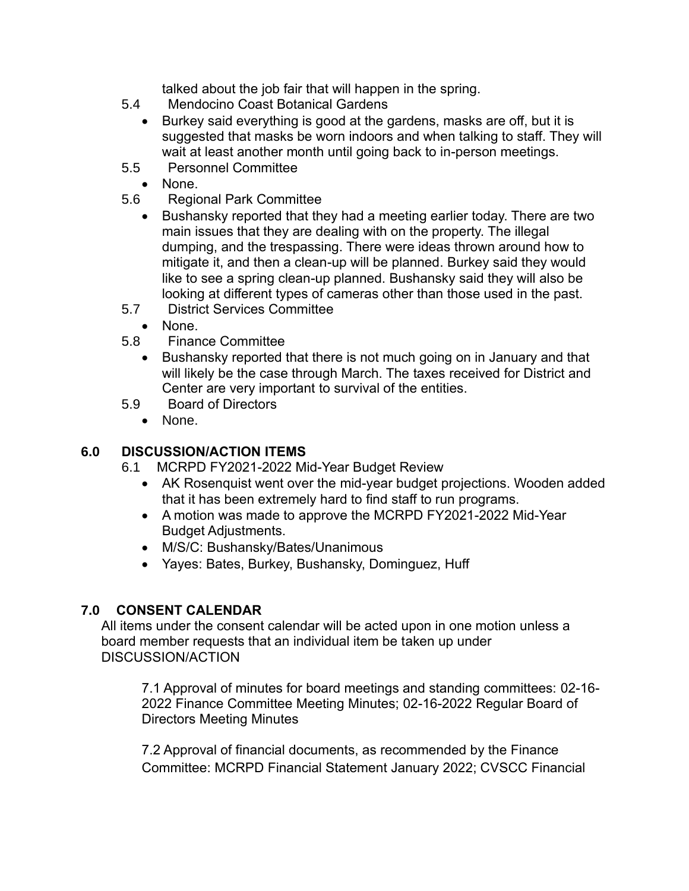talked about the job fair that will happen in the spring.

5.4 Mendocino Coast Botanical Gardens

- Burkey said everything is good at the gardens, masks are off, but it is suggested that masks be worn indoors and when talking to staff. They will wait at least another month until going back to in-person meetings.

5.5 Personnel Committee

- None.

5.6 Regional Park Committee

- Bushansky reported that they had a meeting earlier today. There are two main issues that they are dealing with on the property. The illegal dumping, and the trespassing. There were ideas thrown around how to mitigate it, and then a clean-up will be planned. Burkey said they would like to see a spring clean-up planned. Bushansky said they will also be looking at different types of cameras other than those used in the past.

5.7 District Services Committee

- None.

5.8 Finance Committee

- Bushansky reported that there is not much going on in January and that will likely be the case through March. The taxes received for District and Center are very important to survival of the entities.

5.9 Board of Directors

- None.

## 6.0 DISCUSSION/ACTION ITEMS

6.1 MCRPD FY2021-2022 Mid-Year Budget Review

- AK Rosenquist went over the mid-year budget projections. Wooden added that it has been extremely hard to find staff to run programs.
- A motion was made to approve the MCRPD FY2021-2022 Mid-Year Budget Adjustments.
- M/S/C: Bushansky/Bates/Unanimous
- Yayes: Bates, Burkey, Bushansky, Dominguez, Huff

## 7.0 CONSENT CALENDAR

All items under the consent calendar will be acted upon in one motion unless a board member requests that an individual item be taken up under DISCUSSION/ACTION

7.1 Approval of minutes for board meetings and standing committees: 02-16-2022 Finance Committee Meeting Minutes; 02-16-2022 Regular Board of Directors Meeting Minutes

7.2 Approval of financial documents, as recommended by the Finance Committee: MCRPD Financial Statement January 2022; CVSCC Financial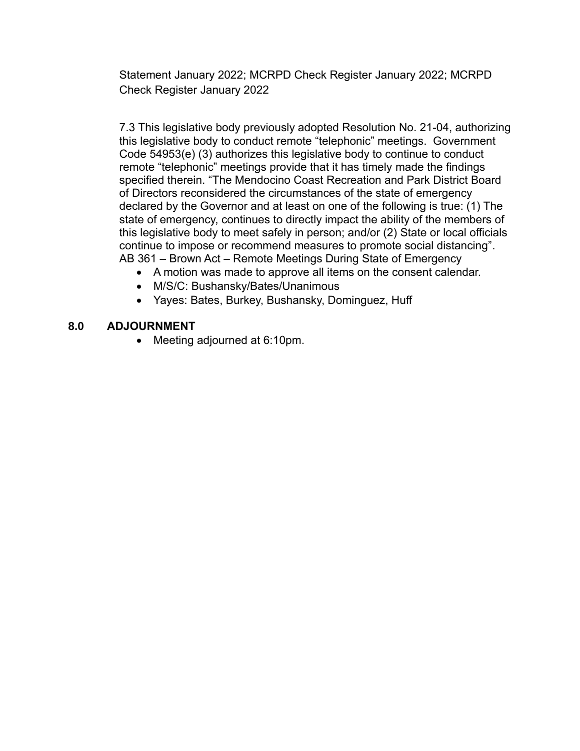Statement January 2022; MCRPD Check Register January 2022; MCRPD Check Register January 2022

7.3 This legislative body previously adopted Resolution No. 21-04, authorizing this legislative body to conduct remote "telephonic" meetings. Government Code 54953(e) (3) authorizes this legislative body to continue to conduct remote "telephonic" meetings provide that it has timely made the findings specified therein. "The Mendocino Coast Recreation and Park District Board of Directors reconsidered the circumstances of the state of emergency declared by the Governor and at least on one of the following is true: (1) The state of emergency, continues to directly impact the ability of the members of this legislative body to meet safely in person; and/or (2) State or local officials continue to impose or recommend measures to promote social distancing". AB 361 – Brown Act – Remote Meetings During State of Emergency

- A motion was made to approve all items on the consent calendar.
- M/S/C: Bushansky/Bates/Unanimous
- Yayes: Bates, Burkey, Bushansky, Dominguez, Huff

## 8.0 ADJOURNMENT

- Meeting adjourned at 6:10pm.